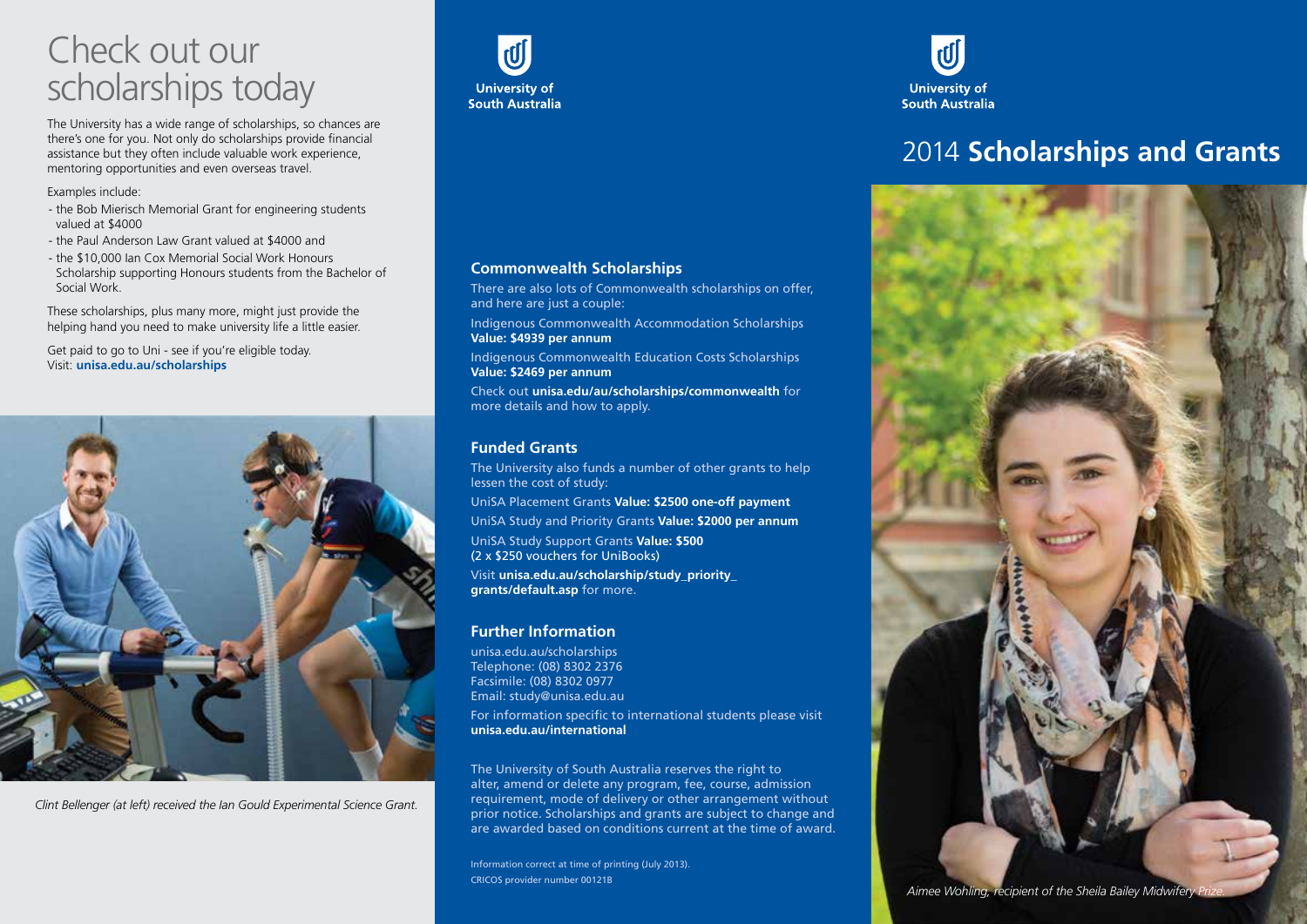# Check out our scholarships today

The University has a wide range of scholarships, so chances are there's one for you. Not only do scholarships provide financial assistance but they often include valuable work experience, mentoring opportunities and even overseas travel.

Examples include:

- the Bob Mierisch Memorial Grant for engineering students valued at $4000
- the Paul Anderson Law Grant valued at $4000 and
- the $10,000 Ian Cox Memorial Social Work Honours Scholarship supporting Honours students from the Bachelor of Social Work.

These scholarships, plus many more, might just provide the helping hand you need to make university life a little easier.

Get paid to go to Uni - see if you're eligible today.
Visit: **unisa.edu.au/scholarships**

*Clint Bellenger (at left) received the Ian Gould Experimental Science Grant.*

University of South Australia

## Commonwealth Scholarships

There are also lots of Commonwealth scholarships on offer, and here are just a couple:

Indigenous Commonwealth Accommodation Scholarships
**Value: $4939 per annum**

Indigenous Commonwealth Education Costs Scholarships
**Value: $2469 per annum**

Check out **unisa.edu/au/scholarships/commonwealth** for more details and how to apply.

## Funded Grants

The University also funds a number of other grants to help lessen the cost of study:

UniSA Placement Grants **Value: $2500 one-off payment**

UniSA Study and Priority Grants **Value: $2000 per annum**

UniSA Study Support Grants **Value: $500**
**(2 x $250 vouchers for UniBooks)**

Visit **unisa.edu.au/scholarship/study_priority_grants/default.asp** for more.

## Further Information

unisa.edu.au/scholarships
Telephone: (08) 8302 2376
Facsimile: (08) 8302 0977
Email: study@unisa.edu.au

For information specific to international students please visit **unisa.edu.au/international**

The University of South Australia reserves the right to alter, amend or delete any program, fee, course, admission requirement, mode of delivery or other arrangement without prior notice. Scholarships and grants are subject to change and are awarded based on conditions current at the time of award.

Information correct at time of printing (July 2013).
CRICOS provider number 00121B

University of South Australia

# 2014 **Scholarships and Grants**

*Aimee Wohling, recipient of the Sheila Bailey Midwifery Prize.*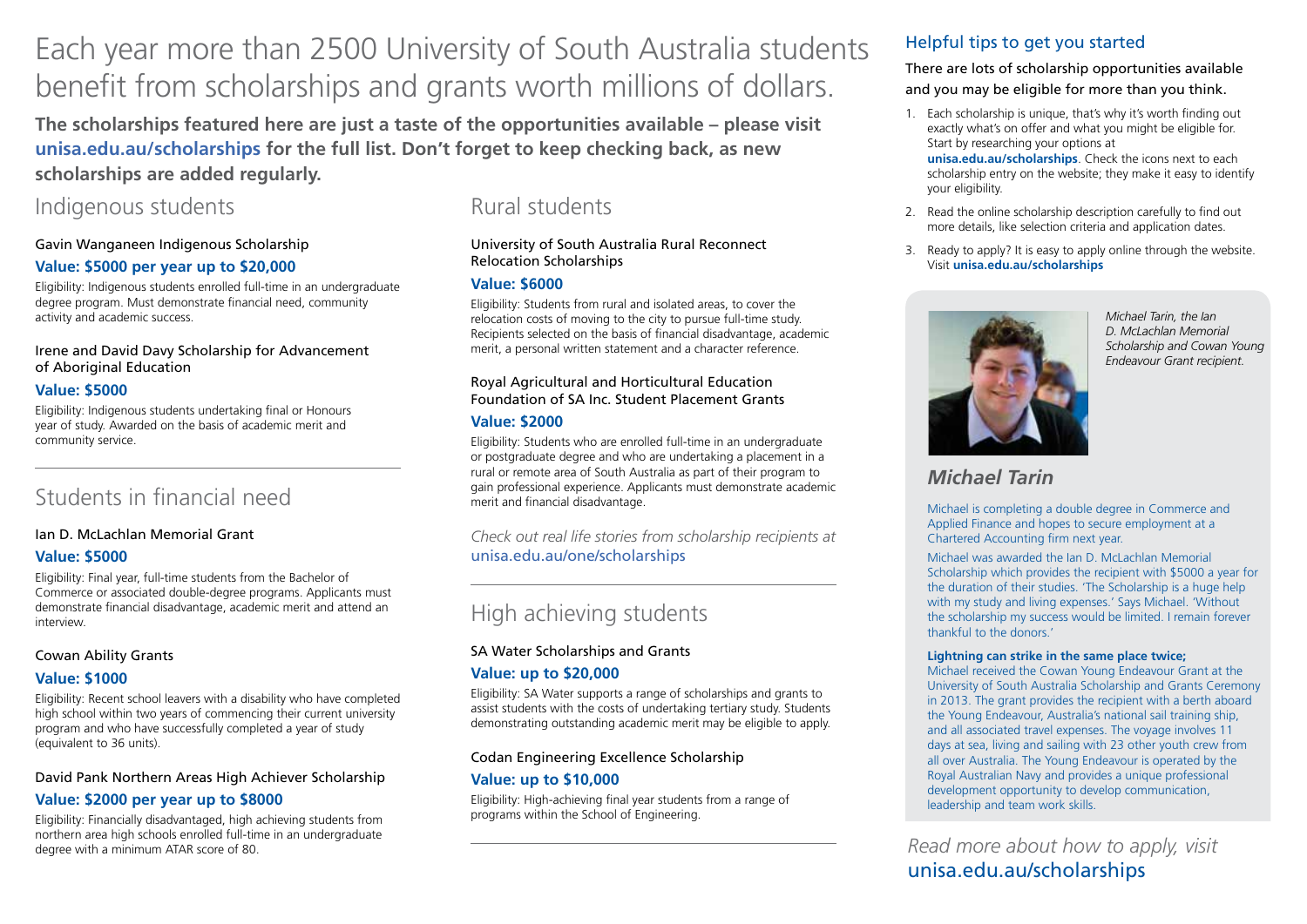# Each year more than 2500 University of South Australia students benefit from scholarships and grants worth millions of dollars.

**The scholarships featured here are just a taste of the opportunities available – please visit unisa.edu.au/scholarships for the full list. Don't forget to keep checking back, as new scholarships are added regularly.**

## Indigenous students

### Gavin Wanganeen Indigenous Scholarship

**Value: $5000 per year up to $20,000**

Eligibility: Indigenous students enrolled full-time in an undergraduate degree program. Must demonstrate financial need, community activity and academic success.

### Irene and David Davy Scholarship for Advancement of Aboriginal Education

**Value: $5000**

Eligibility: Indigenous students undertaking final or Honours year of study. Awarded on the basis of academic merit and community service.

## Students in financial need

### Ian D. McLachlan Memorial Grant

**Value: $5000**

Eligibility: Final year, full-time students from the Bachelor of Commerce or associated double-degree programs. Applicants must demonstrate financial disadvantage, academic merit and attend an interview.

### Cowan Ability Grants

**Value: $1000**

Eligibility: Recent school leavers with a disability who have completed high school within two years of commencing their current university program and who have successfully completed a year of study (equivalent to 36 units).

### David Pank Northern Areas High Achiever Scholarship

**Value: $2000 per year up to $8000**

Eligibility: Financially disadvantaged, high achieving students from northern area high schools enrolled full-time in an undergraduate degree with a minimum ATAR score of 80.

## Rural students

### University of South Australia Rural Reconnect Relocation Scholarships

**Value: $6000**

Eligibility: Students from rural and isolated areas, to cover the relocation costs of moving to the city to pursue full-time study. Recipients selected on the basis of financial disadvantage, academic merit, a personal written statement and a character reference.

### Royal Agricultural and Horticultural Education Foundation of SA Inc. Student Placement Grants

**Value: $2000**

Eligibility: Students who are enrolled full-time in an undergraduate or postgraduate degree and who are undertaking a placement in a rural or remote area of South Australia as part of their program to gain professional experience. Applicants must demonstrate academic merit and financial disadvantage.

*Check out real life stories from scholarship recipients at* unisa.edu.au/one/scholarships

## High achieving students

### SA Water Scholarships and Grants

**Value: up to $20,000**

Eligibility: SA Water supports a range of scholarships and grants to assist students with the costs of undertaking tertiary study. Students demonstrating outstanding academic merit may be eligible to apply.

### Codan Engineering Excellence Scholarship

**Value: up to $10,000**

Eligibility: High-achieving final year students from a range of programs within the School of Engineering.

## Helpful tips to get you started

There are lots of scholarship opportunities available and you may be eligible for more than you think.

1. Each scholarship is unique, that's why it's worth finding out exactly what's on offer and what you might be eligible for. Start by researching your options at **unisa.edu.au/scholarships**. Check the icons next to each scholarship entry on the website; they make it easy to identify your eligibility.
2. Read the online scholarship description carefully to find out more details, like selection criteria and application dates.
3. Ready to apply? It is easy to apply online through the website. Visit **unisa.edu.au/scholarships**

*Michael Tarin, the Ian D. McLachlan Memorial Scholarship and Cowan Young Endeavour Grant recipient.*

## *Michael Tarin*

Michael is completing a double degree in Commerce and Applied Finance and hopes to secure employment at a Chartered Accounting firm next year.

Michael was awarded the Ian D. McLachlan Memorial Scholarship which provides the recipient with $5000 a year for the duration of their studies. 'The Scholarship is a huge help with my study and living expenses.' Says Michael. 'Without the scholarship my success would be limited. I remain forever thankful to the donors.'

**Lightning can strike in the same place twice;**
Michael received the Cowan Young Endeavour Grant at the University of South Australia Scholarship and Grants Ceremony in 2013. The grant provides the recipient with a berth aboard the Young Endeavour, Australia's national sail training ship, and all associated travel expenses. The voyage involves 11 days at sea, living and sailing with 23 other youth crew from all over Australia. The Young Endeavour is operated by the Royal Australian Navy and provides a unique professional development opportunity to develop communication, leadership and team work skills.

*Read more about how to apply, visit* unisa.edu.au/scholarships